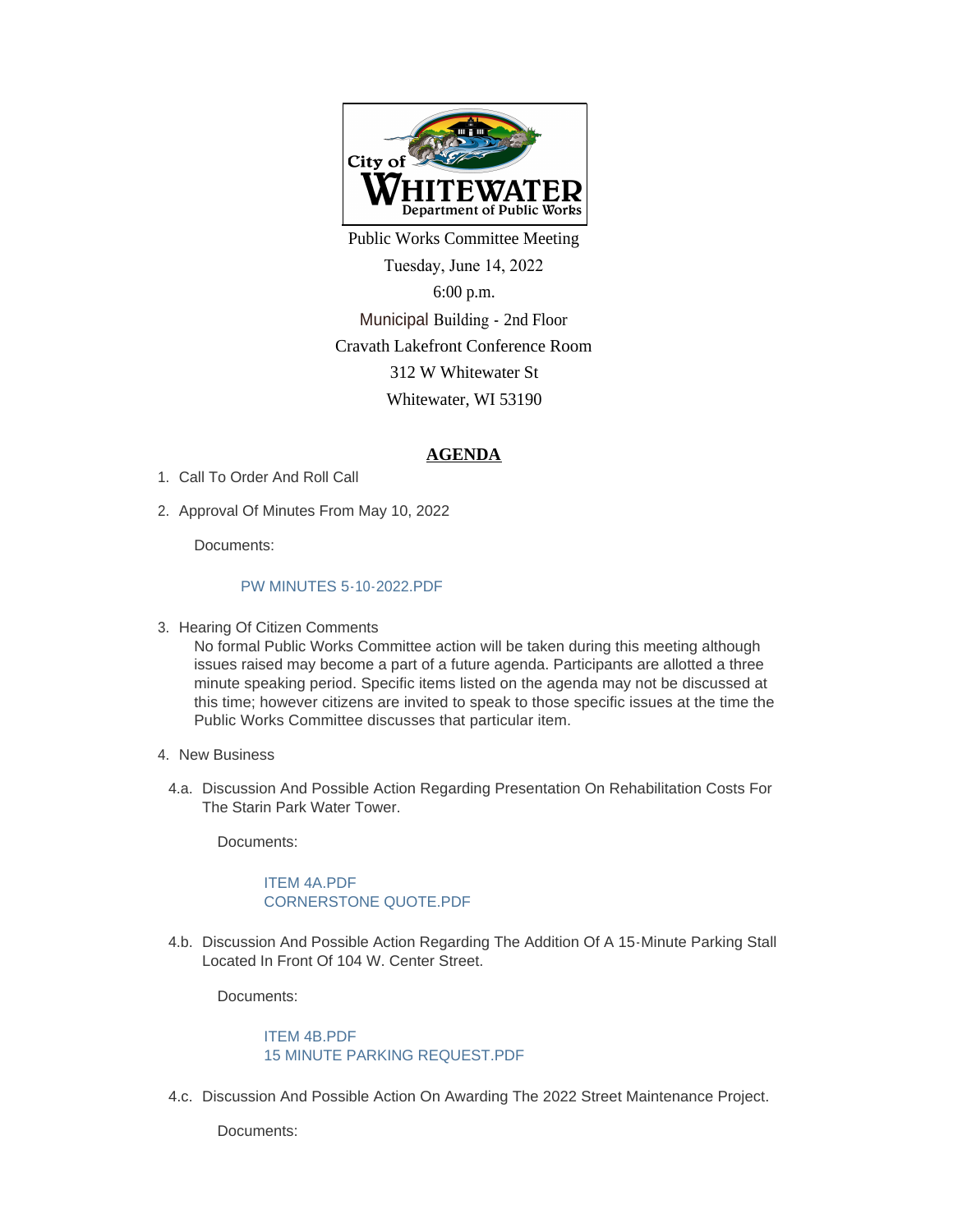City of WHITEWATER Department of Public Works

Public Works Committee Meeting
Tuesday, June 14, 2022
6:00 p.m.
Municipal Building - 2nd Floor
Cravath Lakefront Conference Room
312 W Whitewater St
Whitewater, WI 53190

## AGENDA

1. Call To Order And Roll Call

2. Approval Of Minutes From May 10, 2022

   Documents:

   PW MINUTES 5-10-2022.PDF

3. Hearing Of Citizen Comments
   No formal Public Works Committee action will be taken during this meeting although issues raised may become a part of a future agenda. Participants are allotted a three minute speaking period. Specific items listed on the agenda may not be discussed at this time; however citizens are invited to speak to those specific issues at the time the Public Works Committee discusses that particular item.

4. New Business

   4.a. Discussion And Possible Action Regarding Presentation On Rehabilitation Costs For The Starin Park Water Tower.

   Documents:

   ITEM 4A.PDF
   CORNERSTONE QUOTE.PDF

   4.b. Discussion And Possible Action Regarding The Addition Of A 15-Minute Parking Stall Located In Front Of 104 W. Center Street.

   Documents:

   ITEM 4B.PDF
   15 MINUTE PARKING REQUEST.PDF

   4.c. Discussion And Possible Action On Awarding The 2022 Street Maintenance Project.

   Documents: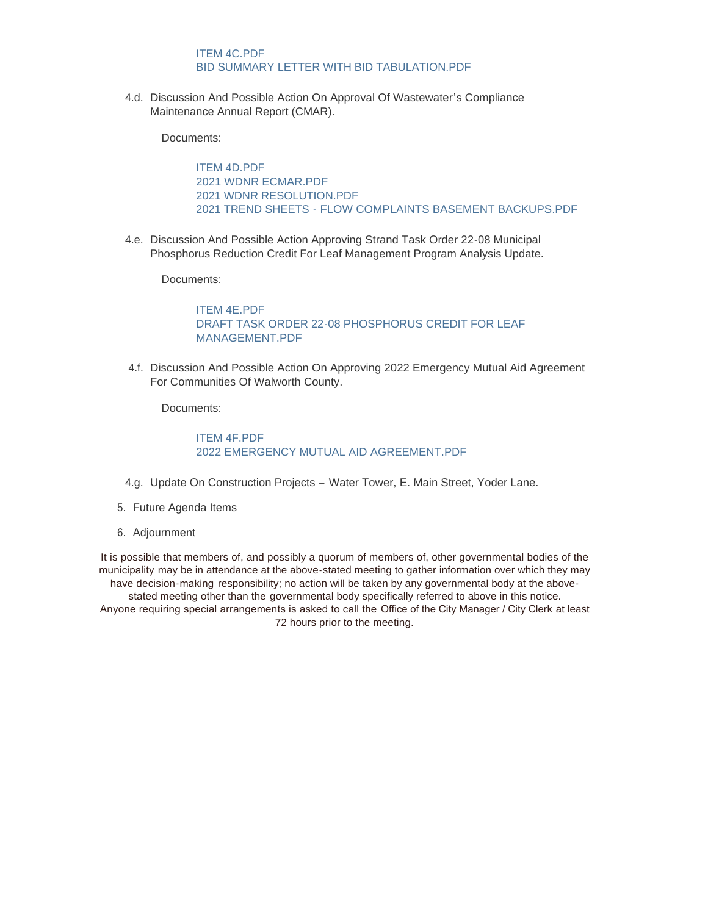ITEM 4C.PDF
BID SUMMARY LETTER WITH BID TABULATION.PDF

4.d. Discussion And Possible Action On Approval Of Wastewater's Compliance Maintenance Annual Report (CMAR).

Documents:

ITEM 4D.PDF
2021 WDNR ECMAR.PDF
2021 WDNR RESOLUTION.PDF
2021 TREND SHEETS - FLOW COMPLAINTS BASEMENT BACKUPS.PDF

4.e. Discussion And Possible Action Approving Strand Task Order 22-08 Municipal Phosphorus Reduction Credit For Leaf Management Program Analysis Update.

Documents:

ITEM 4E.PDF
DRAFT TASK ORDER 22-08 PHOSPHORUS CREDIT FOR LEAF MANAGEMENT.PDF

4.f. Discussion And Possible Action On Approving 2022 Emergency Mutual Aid Agreement For Communities Of Walworth County.

Documents:

ITEM 4F.PDF
2022 EMERGENCY MUTUAL AID AGREEMENT.PDF

4.g. Update On Construction Projects – Water Tower, E. Main Street, Yoder Lane.

5. Future Agenda Items

6. Adjournment

It is possible that members of, and possibly a quorum of members of, other governmental bodies of the municipality may be in attendance at the above-stated meeting to gather information over which they may have decision-making responsibility; no action will be taken by any governmental body at the above-stated meeting other than the governmental body specifically referred to above in this notice. Anyone requiring special arrangements is asked to call the Office of the City Manager / City Clerk at least 72 hours prior to the meeting.